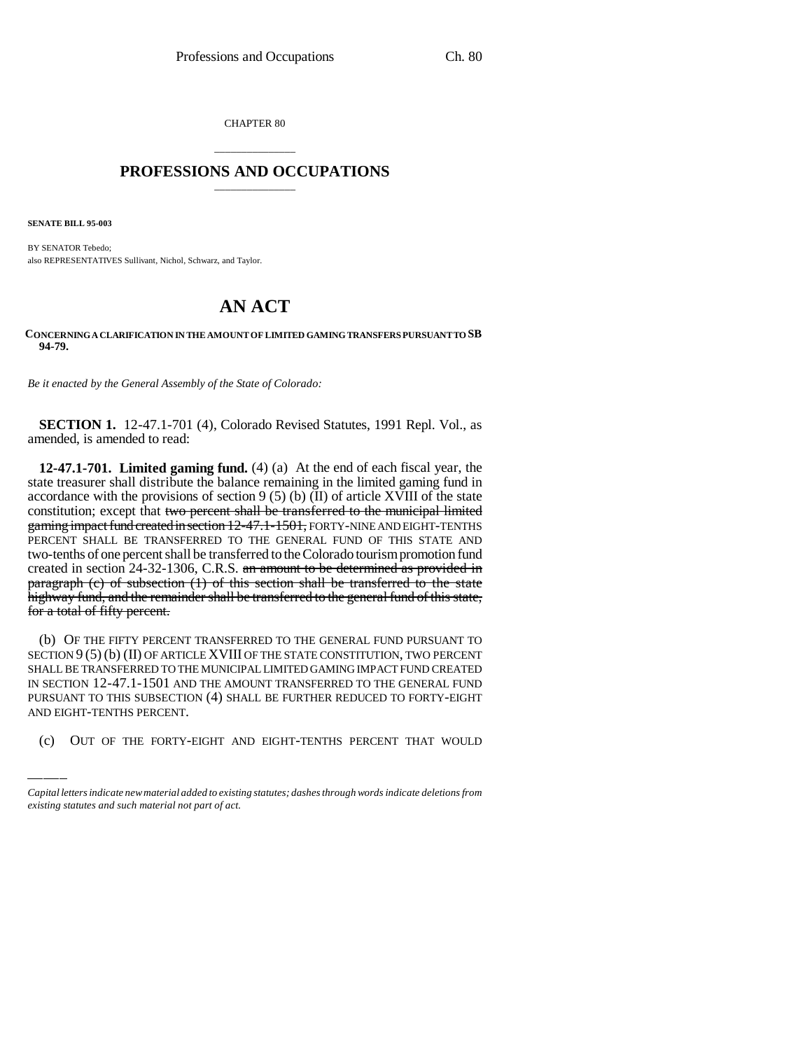CHAPTER 80

# PROFESSIONS AND OCCUPATIONS

**SENATE BILL 95-003**

BY SENATOR Tebedo;
also REPRESENTATIVES Sullivant, Nichol, Schwarz, and Taylor.

# AN ACT

**CONCERNING A CLARIFICATION IN THE AMOUNT OF LIMITED GAMING TRANSFERS PURSUANT TO SB 94-79.**

*Be it enacted by the General Assembly of the State of Colorado:*

**SECTION 1.** 12-47.1-701 (4), Colorado Revised Statutes, 1991 Repl. Vol., as amended, is amended to read:

**12-47.1-701. Limited gaming fund.** (4) (a) At the end of each fiscal year, the state treasurer shall distribute the balance remaining in the limited gaming fund in accordance with the provisions of section 9 (5) (b) (II) of article XVIII of the state constitution; except that ~~two percent shall be transferred to the municipal limited gaming impact fund created in section 12-47.1-1501,~~ FORTY-NINE AND EIGHT-TENTHS PERCENT SHALL BE TRANSFERRED TO THE GENERAL FUND OF THIS STATE AND two-tenths of one percent shall be transferred to the Colorado tourism promotion fund created in section 24-32-1306, C.R.S. ~~an amount to be determined as provided in paragraph (c) of subsection (1) of this section shall be transferred to the state highway fund, and the remainder shall be transferred to the general fund of this state, for a total of fifty percent.~~

(b) OF THE FIFTY PERCENT TRANSFERRED TO THE GENERAL FUND PURSUANT TO SECTION 9 (5) (b) (II) OF ARTICLE XVIII OF THE STATE CONSTITUTION, TWO PERCENT SHALL BE TRANSFERRED TO THE MUNICIPAL LIMITED GAMING IMPACT FUND CREATED IN SECTION 12-47.1-1501 AND THE AMOUNT TRANSFERRED TO THE GENERAL FUND PURSUANT TO THIS SUBSECTION (4) SHALL BE FURTHER REDUCED TO FORTY-EIGHT AND EIGHT-TENTHS PERCENT.

(c) OUT OF THE FORTY-EIGHT AND EIGHT-TENTHS PERCENT THAT WOULD

---

*Capital letters indicate new material added to existing statutes; dashes through words indicate deletions from existing statutes and such material not part of act.*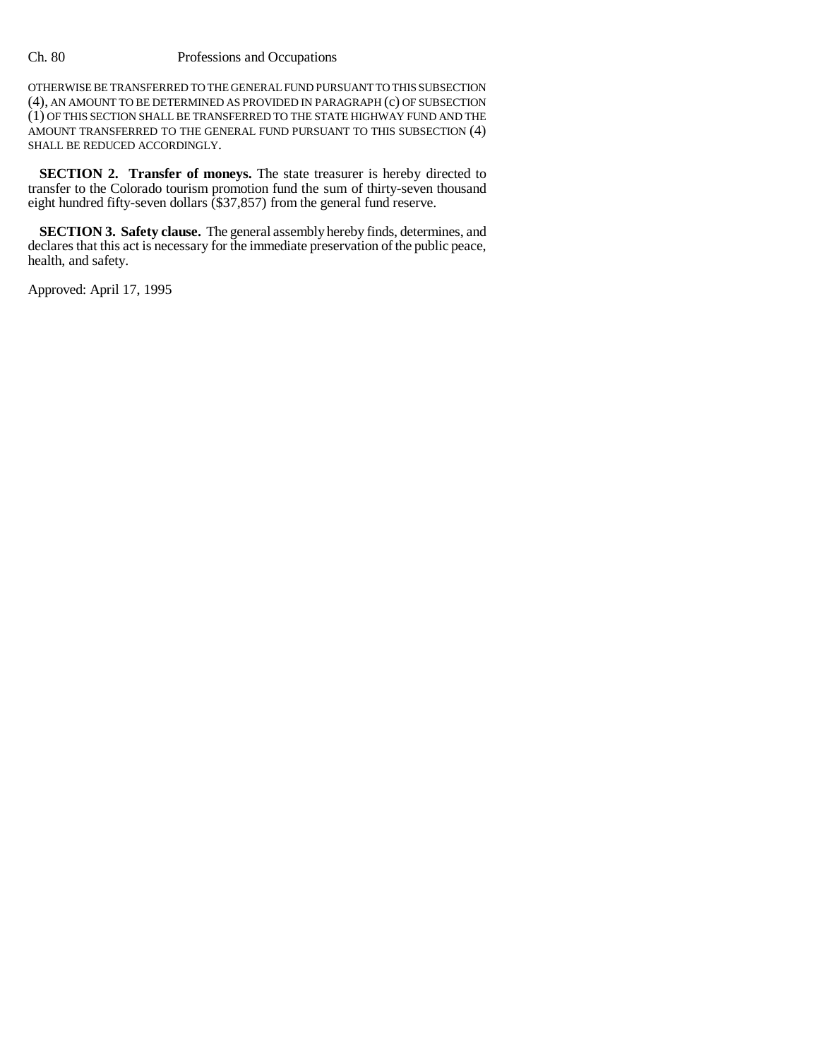OTHERWISE BE TRANSFERRED TO THE GENERAL FUND PURSUANT TO THIS SUBSECTION (4), AN AMOUNT TO BE DETERMINED AS PROVIDED IN PARAGRAPH (c) OF SUBSECTION (1) OF THIS SECTION SHALL BE TRANSFERRED TO THE STATE HIGHWAY FUND AND THE AMOUNT TRANSFERRED TO THE GENERAL FUND PURSUANT TO THIS SUBSECTION (4) SHALL BE REDUCED ACCORDINGLY.

**SECTION 2. Transfer of moneys.** The state treasurer is hereby directed to transfer to the Colorado tourism promotion fund the sum of thirty-seven thousand eight hundred fifty-seven dollars ($37,857) from the general fund reserve.

**SECTION 3. Safety clause.** The general assembly hereby finds, determines, and declares that this act is necessary for the immediate preservation of the public peace, health, and safety.

Approved: April 17, 1995